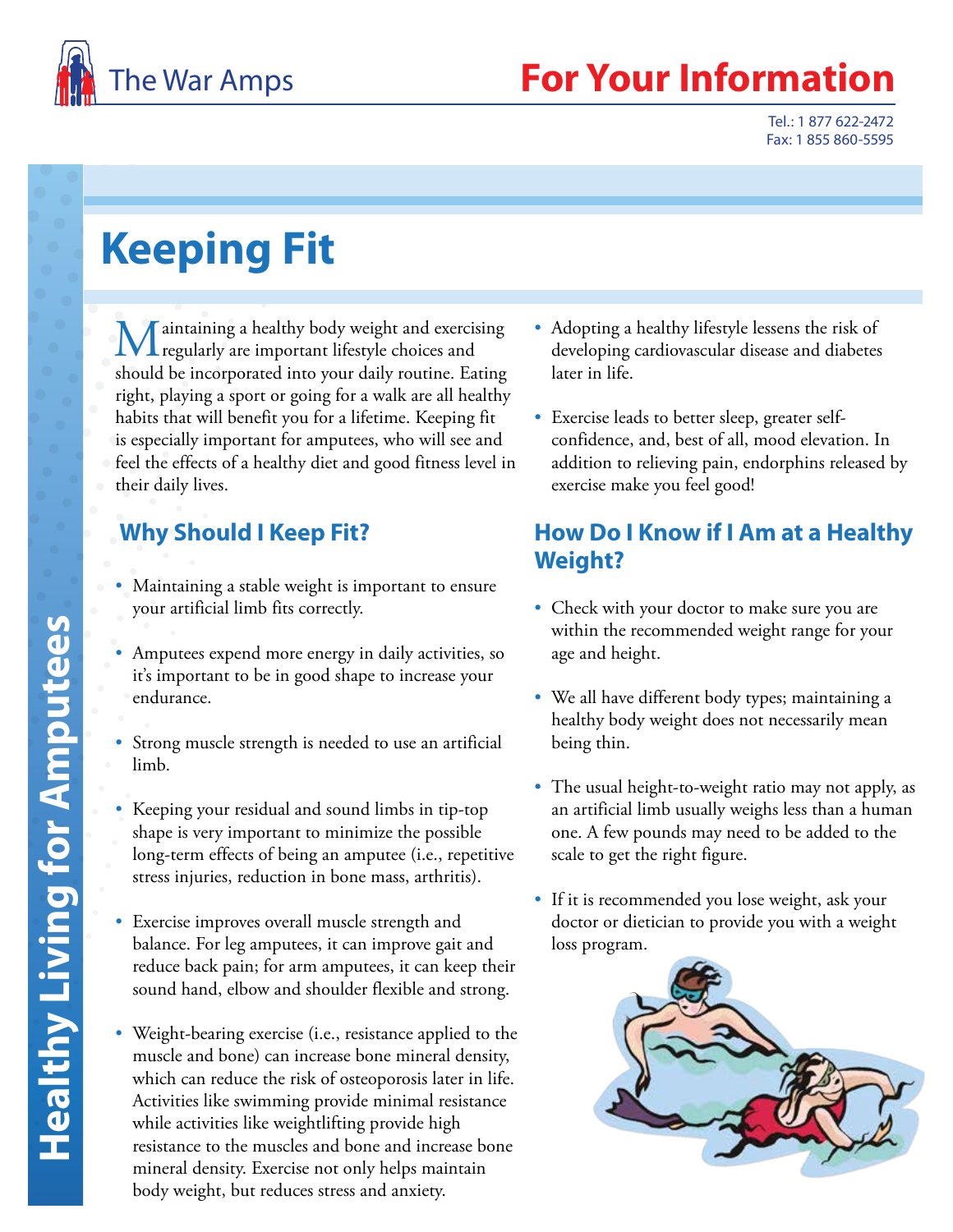The War Amps

# For Your Information

Tel.: 1 877 622-2472
Fax: 1 855 860-5595

Healthy Living for Amputees

# Keeping Fit

Maintaining a healthy body weight and exercising regularly are important lifestyle choices and should be incorporated into your daily routine. Eating right, playing a sport or going for a walk are all healthy habits that will benefit you for a lifetime. Keeping fit is especially important for amputees, who will see and feel the effects of a healthy diet and good fitness level in their daily lives.

## Why Should I Keep Fit?

- Maintaining a stable weight is important to ensure your artificial limb fits correctly.
- Amputees expend more energy in daily activities, so it's important to be in good shape to increase your endurance.
- Strong muscle strength is needed to use an artificial limb.
- Keeping your residual and sound limbs in tip-top shape is very important to minimize the possible long-term effects of being an amputee (i.e., repetitive stress injuries, reduction in bone mass, arthritis).
- Exercise improves overall muscle strength and balance. For leg amputees, it can improve gait and reduce back pain; for arm amputees, it can keep their sound hand, elbow and shoulder flexible and strong.
- Weight-bearing exercise (i.e., resistance applied to the muscle and bone) can increase bone mineral density, which can reduce the risk of osteoporosis later in life. Activities like swimming provide minimal resistance while activities like weightlifting provide high resistance to the muscles and bone and increase bone mineral density. Exercise not only helps maintain body weight, but reduces stress and anxiety.
- Adopting a healthy lifestyle lessens the risk of developing cardiovascular disease and diabetes later in life.
- Exercise leads to better sleep, greater self-confidence, and, best of all, mood elevation. In addition to relieving pain, endorphins released by exercise make you feel good!

## How Do I Know if I Am at a Healthy Weight?

- Check with your doctor to make sure you are within the recommended weight range for your age and height.
- We all have different body types; maintaining a healthy body weight does not necessarily mean being thin.
- The usual height-to-weight ratio may not apply, as an artificial limb usually weighs less than a human one. A few pounds may need to be added to the scale to get the right figure.
- If it is recommended you lose weight, ask your doctor or dietician to provide you with a weight loss program.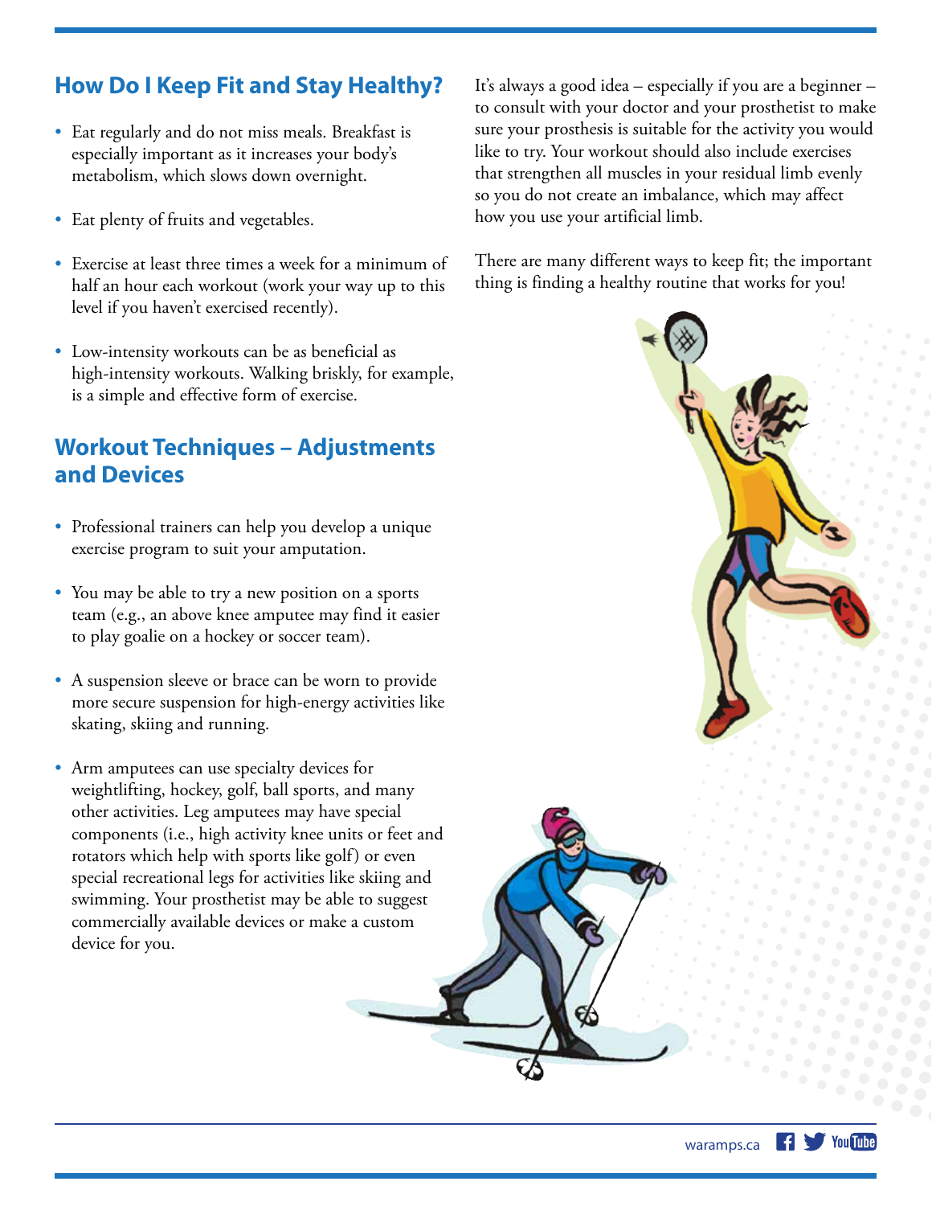## How Do I Keep Fit and Stay Healthy?

- Eat regularly and do not miss meals. Breakfast is especially important as it increases your body's metabolism, which slows down overnight.
- Eat plenty of fruits and vegetables.
- Exercise at least three times a week for a minimum of half an hour each workout (work your way up to this level if you haven't exercised recently).
- Low-intensity workouts can be as beneficial as high-intensity workouts. Walking briskly, for example, is a simple and effective form of exercise.

## Workout Techniques – Adjustments and Devices

- Professional trainers can help you develop a unique exercise program to suit your amputation.
- You may be able to try a new position on a sports team (e.g., an above knee amputee may find it easier to play goalie on a hockey or soccer team).
- A suspension sleeve or brace can be worn to provide more secure suspension for high-energy activities like skating, skiing and running.
- Arm amputees can use specialty devices for weightlifting, hockey, golf, ball sports, and many other activities. Leg amputees may have special components (i.e., high activity knee units or feet and rotators which help with sports like golf) or even special recreational legs for activities like skiing and swimming. Your prosthetist may be able to suggest commercially available devices or make a custom device for you.

It's always a good idea – especially if you are a beginner – to consult with your doctor and your prosthetist to make sure your prosthesis is suitable for the activity you would like to try. Your workout should also include exercises that strengthen all muscles in your residual limb evenly so you do not create an imbalance, which may affect how you use your artificial limb.

There are many different ways to keep fit; the important thing is finding a healthy routine that works for you!